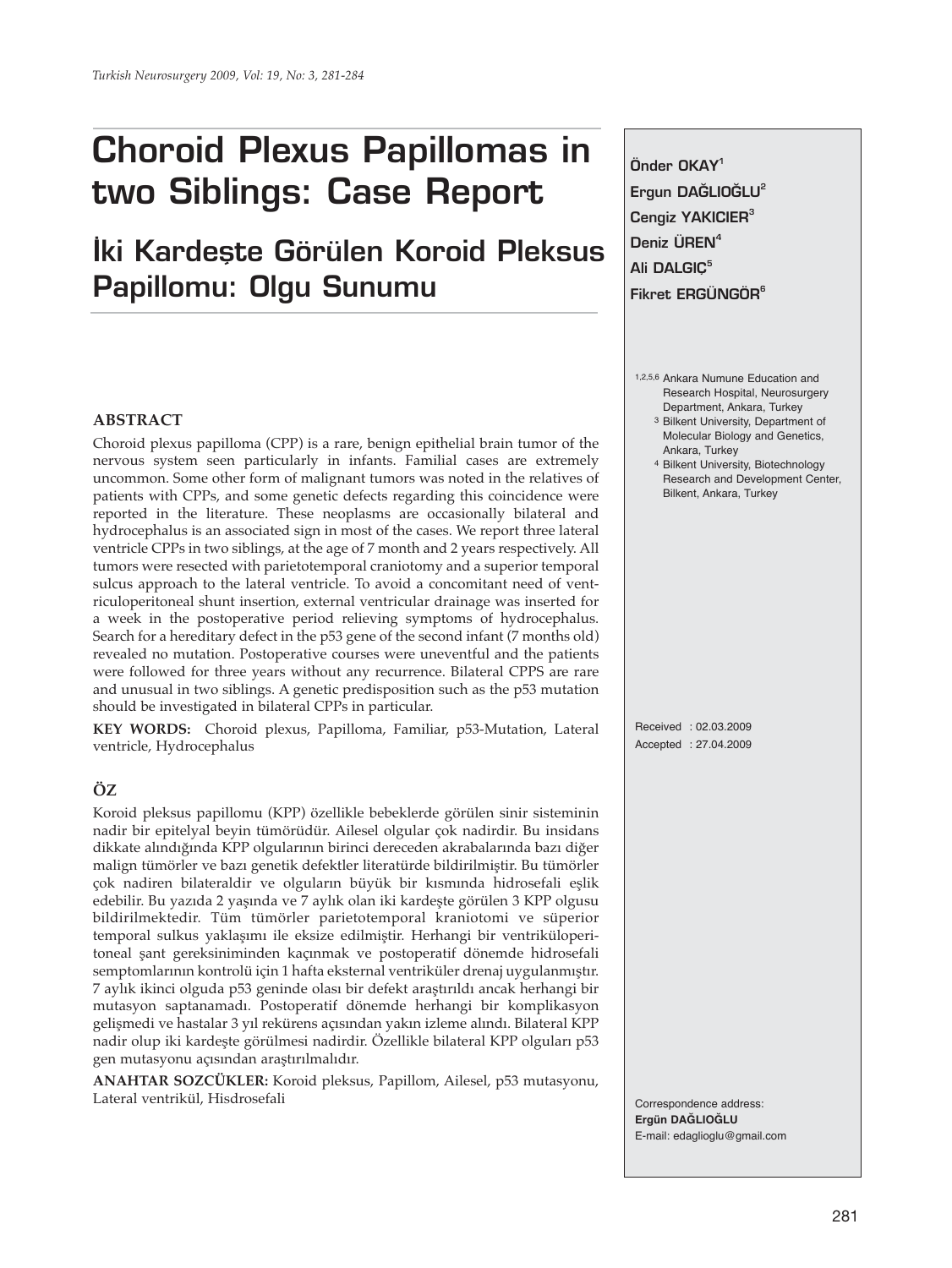# Choroid Plexus Papillomas in two Siblings: Case Report

## İki Kardeşte Görülen Koroid Pleksus Papillomu: Olgu Sunumu

Önder OKAY[1]
Ergun DAĞLIOĞLU[2]
Cengiz YAKICIER[3]
Deniz ÜREN[4]
Ali DALGIÇ[5]
Fikret ERGÜNGÖR[6]

[1,2,5,6] Ankara Numune Education and Research Hospital, Neurosurgery Department, Ankara, Turkey
[3] Bilkent University, Department of Molecular Biology and Genetics, Ankara, Turkey
[4] Bilkent University, Biotechnology Research and Development Center, Bilkent, Ankara, Turkey

Received : 02.03.2009
Accepted : 27.04.2009

### ABSTRACT

Choroid plexus papilloma (CPP) is a rare, benign epithelial brain tumor of the nervous system seen particularly in infants. Familial cases are extremely uncommon. Some other form of malignant tumors was noted in the relatives of patients with CPPs, and some genetic defects regarding this coincidence were reported in the literature. These neoplasms are occasionally bilateral and hydrocephalus is an associated sign in most of the cases. We report three lateral ventricle CPPs in two siblings, at the age of 7 month and 2 years respectively. All tumors were resected with parietotemporal craniotomy and a superior temporal sulcus approach to the lateral ventricle. To avoid a concomitant need of ventriculoperitoneal shunt insertion, external ventricular drainage was inserted for a week in the postoperative period relieving symptoms of hydrocephalus. Search for a hereditary defect in the p53 gene of the second infant (7 months old) revealed no mutation. Postoperative courses were uneventful and the patients were followed for three years without any recurrence. Bilateral CPPS are rare and unusual in two siblings. A genetic predisposition such as the p53 mutation should be investigated in bilateral CPPs in particular.

**KEY WORDS:** Choroid plexus, Papilloma, Familiar, p53-Mutation, Lateral ventricle, Hydrocephalus

### ÖZ

Koroid pleksus papillomu (KPP) özellikle bebeklerde görülen sinir sisteminin nadir bir epitelyal beyin tümörüdür. Ailesel olgular çok nadirdir. Bu insidans dikkate alındığında KPP olgularının birinci dereceden akrabalarında bazı diğer malign tümörler ve bazı genetik defektler literatürde bildirilmiştir. Bu tümörler çok nadiren bilateraldir ve olguların büyük bir kısmında hidrosefali eşlik edebilir. Bu yazıda 2 yaşında ve 7 aylık olan iki kardeşte görülen 3 KPP olgusu bildirilmektedir. Tüm tümörler parietotemporal kraniotomi ve süperior temporal sulkus yaklaşımı ile eksize edilmiştir. Herhangi bir ventriküloperitoneal şant gereksiniminden kaçınmak ve postoperatif dönemde hidrosefali semptomlarının kontrolü için 1 hafta eksternal ventriküler drenaj uygulanmıştır. 7 aylık ikinci olguda p53 geninde olası bir defekt araştırıldı ancak herhangi bir mutasyon saptanamadı. Postoperatif dönemde herhangi bir komplikasyon gelişmedi ve hastalar 3 yıl rekürens açısından yakın izleme alındı. Bilateral KPP nadir olup iki kardeşte görülmesi nadirdir. Özellikle bilateral KPP olguları p53 gen mutasyonu açısından araştırılmalıdır.

**ANAHTAR SOZCÜKLER:** Koroid pleksus, Papillom, Ailesel, p53 mutasyonu, Lateral ventrikül, Hisdrosefali

Correspondence address:
**Ergün DAĞLIOĞLU**
E-mail: edaglioglu@gmail.com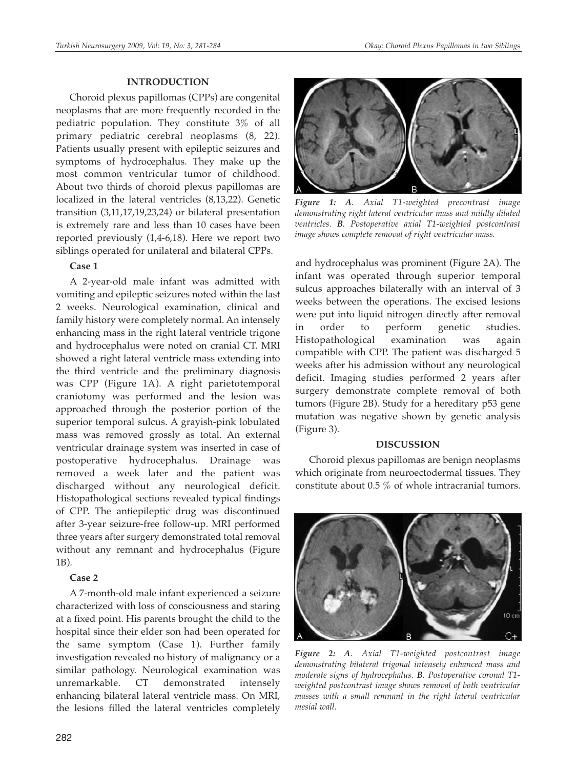## INTRODUCTION

Choroid plexus papillomas (CPPs) are congenital neoplasms that are more frequently recorded in the pediatric population. They constitute 3% of all primary pediatric cerebral neoplasms (8, 22). Patients usually present with epileptic seizures and symptoms of hydrocephalus. They make up the most common ventricular tumor of childhood. About two thirds of choroid plexus papillomas are localized in the lateral ventricles (8,13,22). Genetic transition (3,11,17,19,23,24) or bilateral presentation is extremely rare and less than 10 cases have been reported previously (1,4-6,18). Here we report two siblings operated for unilateral and bilateral CPPs.

### Case 1

A 2-year-old male infant was admitted with vomiting and epileptic seizures noted within the last 2 weeks. Neurological examination, clinical and family history were completely normal. An intensely enhancing mass in the right lateral ventricle trigone and hydrocephalus were noted on cranial CT. MRI showed a right lateral ventricle mass extending into the third ventricle and the preliminary diagnosis was CPP (Figure 1A). A right parietotemporal craniotomy was performed and the lesion was approached through the posterior portion of the superior temporal sulcus. A grayish-pink lobulated mass was removed grossly as total. An external ventricular drainage system was inserted in case of postoperative hydrocephalus. Drainage was removed a week later and the patient was discharged without any neurological deficit. Histopathological sections revealed typical findings of CPP. The antiepileptic drug was discontinued after 3-year seizure-free follow-up. MRI performed three years after surgery demonstrated total removal without any remnant and hydrocephalus (Figure 1B).

*Figure 1: **A**. Axial T1-weighted precontrast image demonstrating right lateral ventricular mass and mildly dilated ventricles. **B**. Postoperative axial T1-weighted postcontrast image shows complete removal of right ventricular mass.*

### Case 2

A 7-month-old male infant experienced a seizure characterized with loss of consciousness and staring at a fixed point. His parents brought the child to the hospital since their elder son had been operated for the same symptom (Case 1). Further family investigation revealed no history of malignancy or a similar pathology. Neurological examination was unremarkable. CT demonstrated intensely enhancing bilateral lateral ventricle mass. On MRI, the lesions filled the lateral ventricles completely and hydrocephalus was prominent (Figure 2A). The infant was operated through superior temporal sulcus approaches bilaterally with an interval of 3 weeks between the operations. The excised lesions were put into liquid nitrogen directly after removal in order to perform genetic studies. Histopathological examination was again compatible with CPP. The patient was discharged 5 weeks after his admission without any neurological deficit. Imaging studies performed 2 years after surgery demonstrate complete removal of both tumors (Figure 2B). Study for a hereditary p53 gene mutation was negative shown by genetic analysis (Figure 3).

## DISCUSSION

Choroid plexus papillomas are benign neoplasms which originate from neuroectodermal tissues. They constitute about 0.5 % of whole intracranial tumors.

*Figure 2: **A**. Axial T1-weighted postcontrast image demonstrating bilateral trigonal intensely enhanced mass and moderate signs of hydrocephalus. **B**. Postoperative coronal T1-weighted postcontrast image shows removal of both ventricular masses with a small remnant in the right lateral ventricular mesial wall.*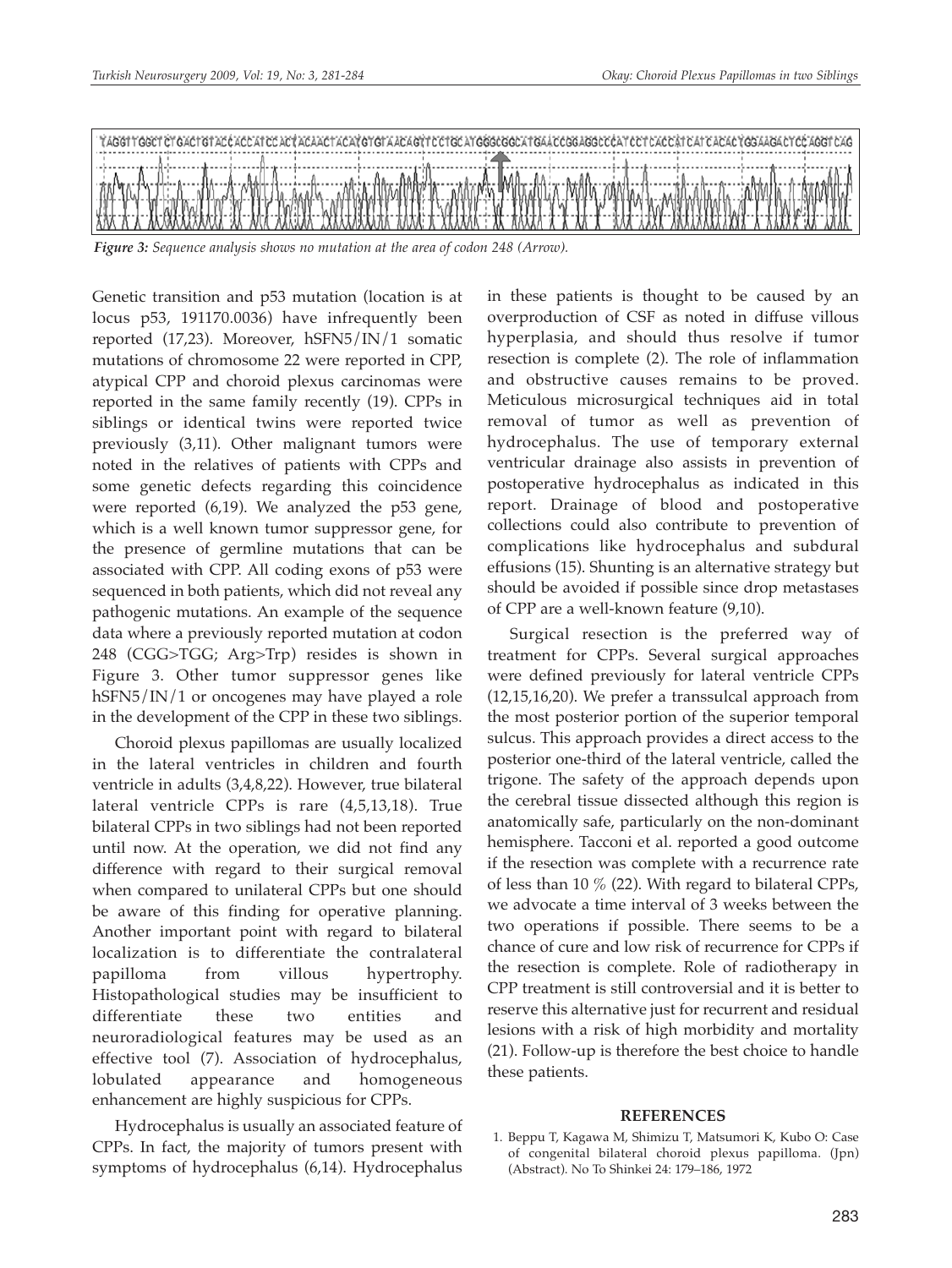*Figure 3: Sequence analysis shows no mutation at the area of codon 248 (Arrow).*

Genetic transition and p53 mutation (location is at locus p53, 191170.0036) have infrequently been reported (17,23). Moreover, hSFN5/IN/1 somatic mutations of chromosome 22 were reported in CPP, atypical CPP and choroid plexus carcinomas were reported in the same family recently (19). CPPs in siblings or identical twins were reported twice previously (3,11). Other malignant tumors were noted in the relatives of patients with CPPs and some genetic defects regarding this coincidence were reported (6,19). We analyzed the p53 gene, which is a well known tumor suppressor gene, for the presence of germline mutations that can be associated with CPP. All coding exons of p53 were sequenced in both patients, which did not reveal any pathogenic mutations. An example of the sequence data where a previously reported mutation at codon 248 (CGG>TGG; Arg>Trp) resides is shown in Figure 3. Other tumor suppressor genes like hSFN5/IN/1 or oncogenes may have played a role in the development of the CPP in these two siblings.

Choroid plexus papillomas are usually localized in the lateral ventricles in children and fourth ventricle in adults (3,4,8,22). However, true bilateral lateral ventricle CPPs is rare (4,5,13,18). True bilateral CPPs in two siblings had not been reported until now. At the operation, we did not find any difference with regard to their surgical removal when compared to unilateral CPPs but one should be aware of this finding for operative planning. Another important point with regard to bilateral localization is to differentiate the contralateral papilloma from villous hypertrophy. Histopathological studies may be insufficient to differentiate these two entities and neuroradiological features may be used as an effective tool (7). Association of hydrocephalus, lobulated appearance and homogeneous enhancement are highly suspicious for CPPs.

Hydrocephalus is usually an associated feature of CPPs. In fact, the majority of tumors present with symptoms of hydrocephalus (6,14). Hydrocephalus in these patients is thought to be caused by an overproduction of CSF as noted in diffuse villous hyperplasia, and should thus resolve if tumor resection is complete (2). The role of inflammation and obstructive causes remains to be proved. Meticulous microsurgical techniques aid in total removal of tumor as well as prevention of hydrocephalus. The use of temporary external ventricular drainage also assists in prevention of postoperative hydrocephalus as indicated in this report. Drainage of blood and postoperative collections could also contribute to prevention of complications like hydrocephalus and subdural effusions (15). Shunting is an alternative strategy but should be avoided if possible since drop metastases of CPP are a well-known feature (9,10).

Surgical resection is the preferred way of treatment for CPPs. Several surgical approaches were defined previously for lateral ventricle CPPs (12,15,16,20). We prefer a transsulcal approach from the most posterior portion of the superior temporal sulcus. This approach provides a direct access to the posterior one-third of the lateral ventricle, called the trigone. The safety of the approach depends upon the cerebral tissue dissected although this region is anatomically safe, particularly on the non-dominant hemisphere. Tacconi et al. reported a good outcome if the resection was complete with a recurrence rate of less than 10 % (22). With regard to bilateral CPPs, we advocate a time interval of 3 weeks between the two operations if possible. There seems to be a chance of cure and low risk of recurrence for CPPs if the resection is complete. Role of radiotherapy in CPP treatment is still controversial and it is better to reserve this alternative just for recurrent and residual lesions with a risk of high morbidity and mortality (21). Follow-up is therefore the best choice to handle these patients.

## REFERENCES

1. Beppu T, Kagawa M, Shimizu T, Matsumori K, Kubo O: Case of congenital bilateral choroid plexus papilloma. (Jpn) (Abstract). No To Shinkei 24: 179–186, 1972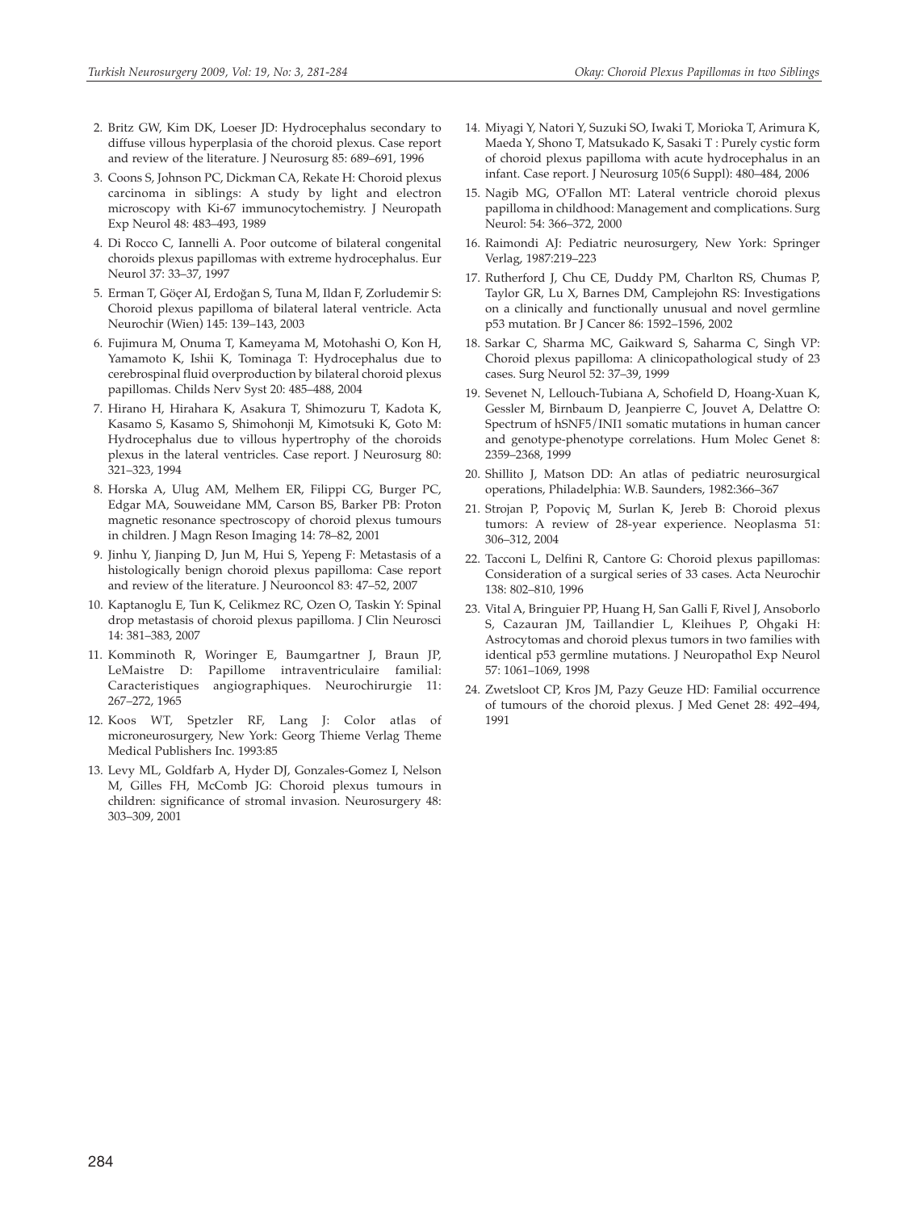2. Britz GW, Kim DK, Loeser JD: Hydrocephalus secondary to diffuse villous hyperplasia of the choroid plexus. Case report and review of the literature. J Neurosurg 85: 689–691, 1996
3. Coons S, Johnson PC, Dickman CA, Rekate H: Choroid plexus carcinoma in siblings: A study by light and electron microscopy with Ki-67 immunocytochemistry. J Neuropath Exp Neurol 48: 483–493, 1989
4. Di Rocco C, Iannelli A. Poor outcome of bilateral congenital choroids plexus papillomas with extreme hydrocephalus. Eur Neurol 37: 33–37, 1997
5. Erman T, Göçer AI, Erdoğan S, Tuna M, Ildan F, Zorludemir S: Choroid plexus papilloma of bilateral lateral ventricle. Acta Neurochir (Wien) 145: 139–143, 2003
6. Fujimura M, Onuma T, Kameyama M, Motohashi O, Kon H, Yamamoto K, Ishii K, Tominaga T: Hydrocephalus due to cerebrospinal fluid overproduction by bilateral choroid plexus papillomas. Childs Nerv Syst 20: 485–488, 2004
7. Hirano H, Hirahara K, Asakura T, Shimozuru T, Kadota K, Kasamo S, Kasamo S, Shimohonji M, Kimotsuki K, Goto M: Hydrocephalus due to villous hypertrophy of the choroids plexus in the lateral ventricles. Case report. J Neurosurg 80: 321–323, 1994
8. Horska A, Ulug AM, Melhem ER, Filippi CG, Burger PC, Edgar MA, Souweidane MM, Carson BS, Barker PB: Proton magnetic resonance spectroscopy of choroid plexus tumours in children. J Magn Reson Imaging 14: 78–82, 2001
9. Jinhu Y, Jianping D, Jun M, Hui S, Yepeng F: Metastasis of a histologically benign choroid plexus papilloma: Case report and review of the literature. J Neurooncol 83: 47–52, 2007
10. Kaptanoglu E, Tun K, Celikmez RC, Ozen O, Taskin Y: Spinal drop metastasis of choroid plexus papilloma. J Clin Neurosci 14: 381–383, 2007
11. Komminoth R, Woringer E, Baumgartner J, Braun JP, LeMaistre D: Papillome intraventriculaire familial: Caracteristiques angiographiques. Neurochirurgie 11: 267–272, 1965
12. Koos WT, Spetzler RF, Lang J: Color atlas of microneurosurgery, New York: Georg Thieme Verlag Theme Medical Publishers Inc. 1993:85
13. Levy ML, Goldfarb A, Hyder DJ, Gonzales-Gomez I, Nelson M, Gilles FH, McComb JG: Choroid plexus tumours in children: significance of stromal invasion. Neurosurgery 48: 303–309, 2001
14. Miyagi Y, Natori Y, Suzuki SO, Iwaki T, Morioka T, Arimura K, Maeda Y, Shono T, Matsukado K, Sasaki T : Purely cystic form of choroid plexus papilloma with acute hydrocephalus in an infant. Case report. J Neurosurg 105(6 Suppl): 480–484, 2006
15. Nagib MG, O'Fallon MT: Lateral ventricle choroid plexus papilloma in childhood: Management and complications. Surg Neurol: 54: 366–372, 2000
16. Raimondi AJ: Pediatric neurosurgery, New York: Springer Verlag, 1987:219–223
17. Rutherford J, Chu CE, Duddy PM, Charlton RS, Chumas P, Taylor GR, Lu X, Barnes DM, Camplejohn RS: Investigations on a clinically and functionally unusual and novel germline p53 mutation. Br J Cancer 86: 1592–1596, 2002
18. Sarkar C, Sharma MC, Gaikward S, Saharma C, Singh VP: Choroid plexus papilloma: A clinicopathological study of 23 cases. Surg Neurol 52: 37–39, 1999
19. Sevenet N, Lellouch-Tubiana A, Schofield D, Hoang-Xuan K, Gessler M, Birnbaum D, Jeanpierre C, Jouvet A, Delattre O: Spectrum of hSNF5/INI1 somatic mutations in human cancer and genotype-phenotype correlations. Hum Molec Genet 8: 2359–2368, 1999
20. Shillito J, Matson DD: An atlas of pediatric neurosurgical operations, Philadelphia: W.B. Saunders, 1982:366–367
21. Strojan P, Popoviç M, Surlan K, Jereb B: Choroid plexus tumors: A review of 28-year experience. Neoplasma 51: 306–312, 2004
22. Tacconi L, Delfini R, Cantore G: Choroid plexus papillomas: Consideration of a surgical series of 33 cases. Acta Neurochir 138: 802–810, 1996
23. Vital A, Bringuier PP, Huang H, San Galli F, Rivel J, Ansoborlo S, Cazauran JM, Taillandier L, Kleihues P, Ohgaki H: Astrocytomas and choroid plexus tumors in two families with identical p53 germline mutations. J Neuropathol Exp Neurol 57: 1061–1069, 1998
24. Zwetsloot CP, Kros JM, Pazy Geuze HD: Familial occurrence of tumours of the choroid plexus. J Med Genet 28: 492–494, 1991